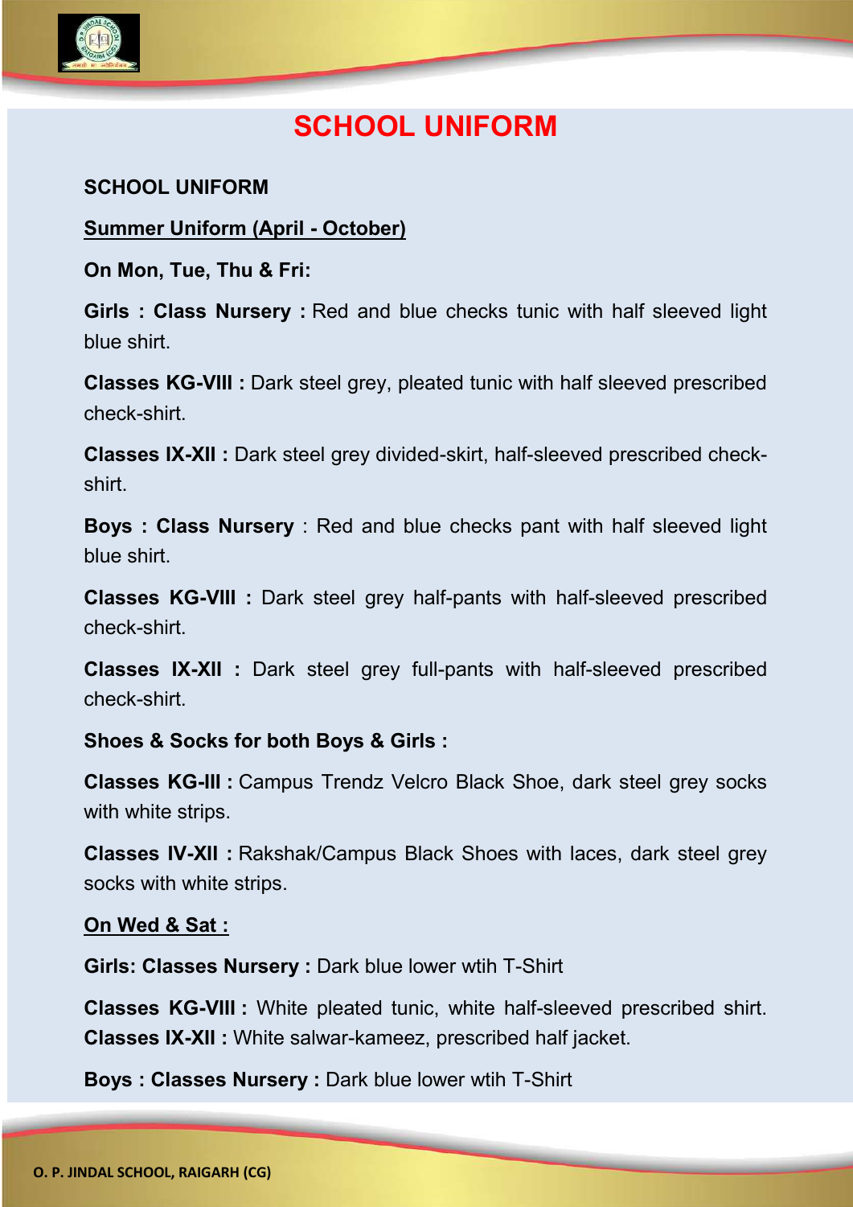# SCHOOL UNIFORM

**SCHOOL UNIFORM**

**Summer Uniform (April - October)**

**On Mon, Tue, Thu & Fri:**

**Girls : Class Nursery :** Red and blue checks tunic with half sleeved light blue shirt.

**Classes KG-VIII :** Dark steel grey, pleated tunic with half sleeved prescribed check-shirt.

**Classes IX-XII :** Dark steel grey divided-skirt, half-sleeved prescribed check-shirt.

**Boys : Class Nursery** : Red and blue checks pant with half sleeved light blue shirt.

**Classes KG-VIII :** Dark steel grey half-pants with half-sleeved prescribed check-shirt.

**Classes IX-XII :** Dark steel grey full-pants with half-sleeved prescribed check-shirt.

**Shoes & Socks for both Boys & Girls :**

**Classes KG-III :** Campus Trendz Velcro Black Shoe, dark steel grey socks with white strips.

**Classes IV-XII :** Rakshak/Campus Black Shoes with laces, dark steel grey socks with white strips.

**On Wed & Sat :**

**Girls: Classes Nursery :** Dark blue lower wtih T-Shirt

**Classes KG-VIII :** White pleated tunic, white half-sleeved prescribed shirt.
**Classes IX-XII :** White salwar-kameez, prescribed half jacket.

**Boys : Classes Nursery :** Dark blue lower wtih T-Shirt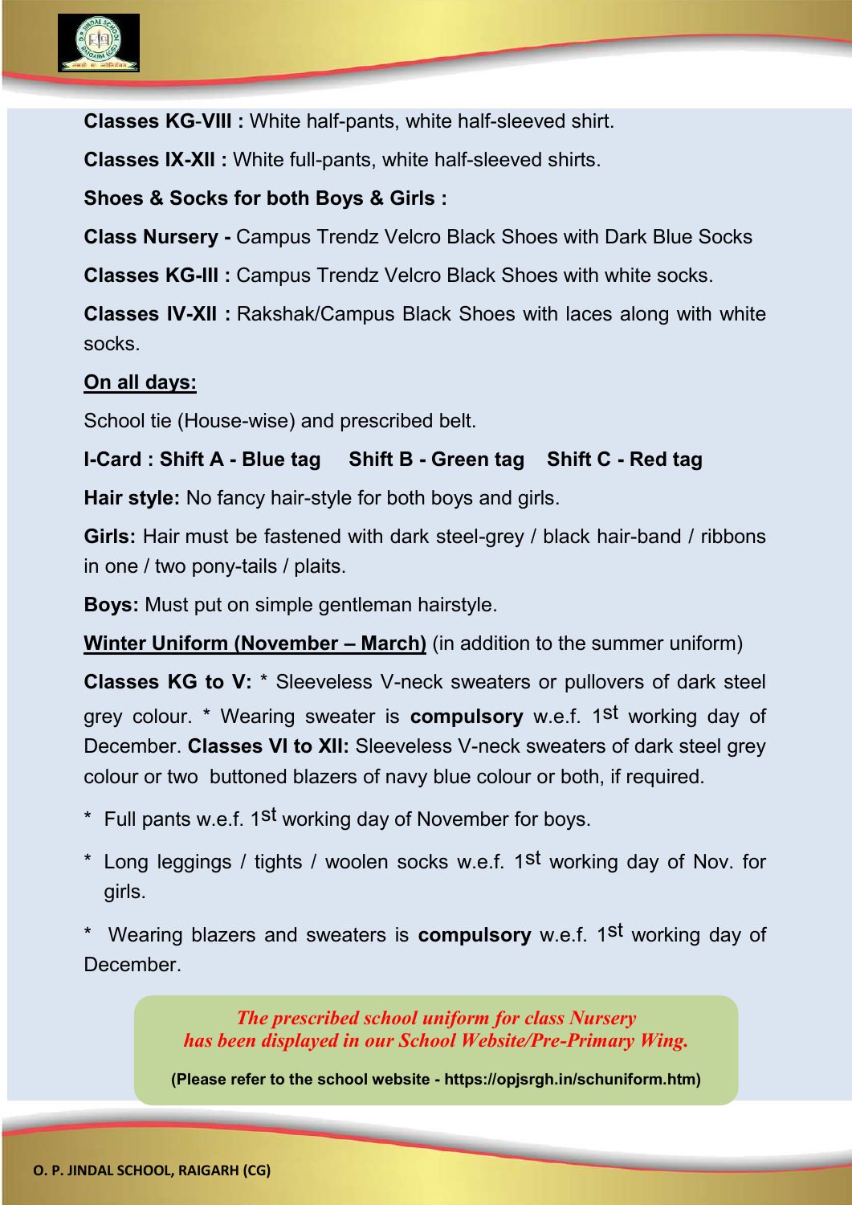**Classes KG-VIII :** White half-pants, white half-sleeved shirt.

**Classes IX-XII :** White full-pants, white half-sleeved shirts.

**Shoes & Socks for both Boys & Girls :**

**Class Nursery -** Campus Trendz Velcro Black Shoes with Dark Blue Socks

**Classes KG-III :** Campus Trendz Velcro Black Shoes with white socks.

**Classes IV-XII :** Rakshak/Campus Black Shoes with laces along with white socks.

**<u>On all days:</u>**

School tie (House-wise) and prescribed belt.

**I-Card : Shift A - Blue tag Shift B - Green tag Shift C - Red tag**

**Hair style:** No fancy hair-style for both boys and girls.

**Girls:** Hair must be fastened with dark steel-grey / black hair-band / ribbons in one / two pony-tails / plaits.

**Boys:** Must put on simple gentleman hairstyle.

**<u>Winter Uniform (November – March)</u>** (in addition to the summer uniform)

**Classes KG to V:** * Sleeveless V-neck sweaters or pullovers of dark steel grey colour. * Wearing sweater is **compulsory** w.e.f. 1st working day of December. **Classes VI to XII:** Sleeveless V-neck sweaters of dark steel grey colour or two buttoned blazers of navy blue colour or both, if required.

* Full pants w.e.f. 1st working day of November for boys.
* Long leggings / tights / woolen socks w.e.f. 1st working day of Nov. for girls.
* Wearing blazers and sweaters is **compulsory** w.e.f. 1st working day of December.

***The prescribed school uniform for class Nursery has been displayed in our School Website/Pre-Primary Wing.***

**(Please refer to the school website - https://opjsrgh.in/schuniform.htm)**